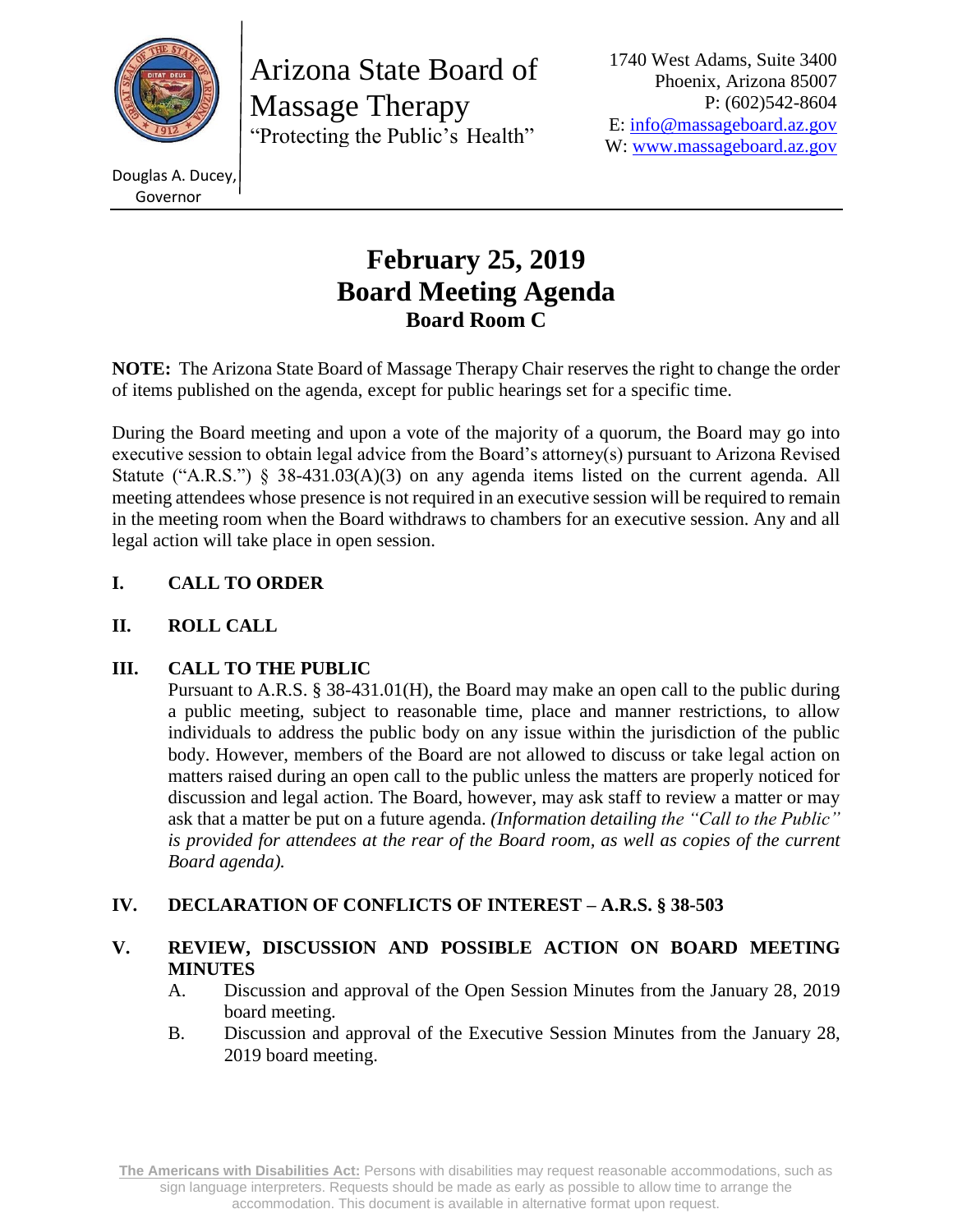Arizona State Board of Massage Therapy
"Protecting the Public's Health"

Douglas A. Ducey, Governor

1740 West Adams, Suite 3400
Phoenix, Arizona 85007
P: (602)542-8604
E: info@massageboard.az.gov
W: www.massageboard.az.gov

# February 25, 2019
# Board Meeting Agenda
## Board Room C

**NOTE:** The Arizona State Board of Massage Therapy Chair reserves the right to change the order of items published on the agenda, except for public hearings set for a specific time.

During the Board meeting and upon a vote of the majority of a quorum, the Board may go into executive session to obtain legal advice from the Board's attorney(s) pursuant to Arizona Revised Statute ("A.R.S.") § 38-431.03(A)(3) on any agenda items listed on the current agenda. All meeting attendees whose presence is not required in an executive session will be required to remain in the meeting room when the Board withdraws to chambers for an executive session. Any and all legal action will take place in open session.

**I. CALL TO ORDER**

**II. ROLL CALL**

**III. CALL TO THE PUBLIC**

Pursuant to A.R.S. § 38-431.01(H), the Board may make an open call to the public during a public meeting, subject to reasonable time, place and manner restrictions, to allow individuals to address the public body on any issue within the jurisdiction of the public body. However, members of the Board are not allowed to discuss or take legal action on matters raised during an open call to the public unless the matters are properly noticed for discussion and legal action. The Board, however, may ask staff to review a matter or may ask that a matter be put on a future agenda. *(Information detailing the "Call to the Public" is provided for attendees at the rear of the Board room, as well as copies of the current Board agenda).*

**IV. DECLARATION OF CONFLICTS OF INTEREST – A.R.S. § 38-503**

**V. REVIEW, DISCUSSION AND POSSIBLE ACTION ON BOARD MEETING MINUTES**

A. Discussion and approval of the Open Session Minutes from the January 28, 2019 board meeting.

B. Discussion and approval of the Executive Session Minutes from the January 28, 2019 board meeting.

**The Americans with Disabilities Act:** Persons with disabilities may request reasonable accommodations, such as sign language interpreters. Requests should be made as early as possible to allow time to arrange the accommodation. This document is available in alternative format upon request.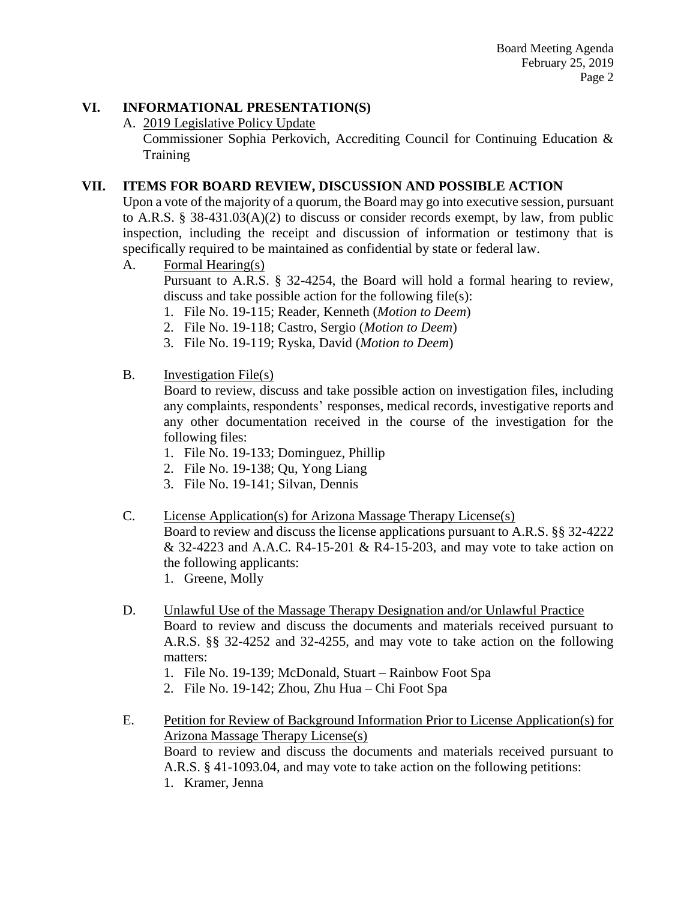## VI. INFORMATIONAL PRESENTATION(S)

A. 2019 Legislative Policy Update
   Commissioner Sophia Perkovich, Accrediting Council for Continuing Education & Training

## VII. ITEMS FOR BOARD REVIEW, DISCUSSION AND POSSIBLE ACTION

Upon a vote of the majority of a quorum, the Board may go into executive session, pursuant to A.R.S. § 38-431.03(A)(2) to discuss or consider records exempt, by law, from public inspection, including the receipt and discussion of information or testimony that is specifically required to be maintained as confidential by state or federal law.

A. Formal Hearing(s)
   Pursuant to A.R.S. § 32-4254, the Board will hold a formal hearing to review, discuss and take possible action for the following file(s):
   1. File No. 19-115; Reader, Kenneth (*Motion to Deem*)
   2. File No. 19-118; Castro, Sergio (*Motion to Deem*)
   3. File No. 19-119; Ryska, David (*Motion to Deem*)

B. Investigation File(s)
   Board to review, discuss and take possible action on investigation files, including any complaints, respondents' responses, medical records, investigative reports and any other documentation received in the course of the investigation for the following files:
   1. File No. 19-133; Dominguez, Phillip
   2. File No. 19-138; Qu, Yong Liang
   3. File No. 19-141; Silvan, Dennis

C. License Application(s) for Arizona Massage Therapy License(s)
   Board to review and discuss the license applications pursuant to A.R.S. §§ 32-4222 & 32-4223 and A.A.C. R4-15-201 & R4-15-203, and may vote to take action on the following applicants:
   1. Greene, Molly

D. Unlawful Use of the Massage Therapy Designation and/or Unlawful Practice
   Board to review and discuss the documents and materials received pursuant to A.R.S. §§ 32-4252 and 32-4255, and may vote to take action on the following matters:
   1. File No. 19-139; McDonald, Stuart – Rainbow Foot Spa
   2. File No. 19-142; Zhou, Zhu Hua – Chi Foot Spa

E. Petition for Review of Background Information Prior to License Application(s) for Arizona Massage Therapy License(s)
   Board to review and discuss the documents and materials received pursuant to A.R.S. § 41-1093.04, and may vote to take action on the following petitions:
   1. Kramer, Jenna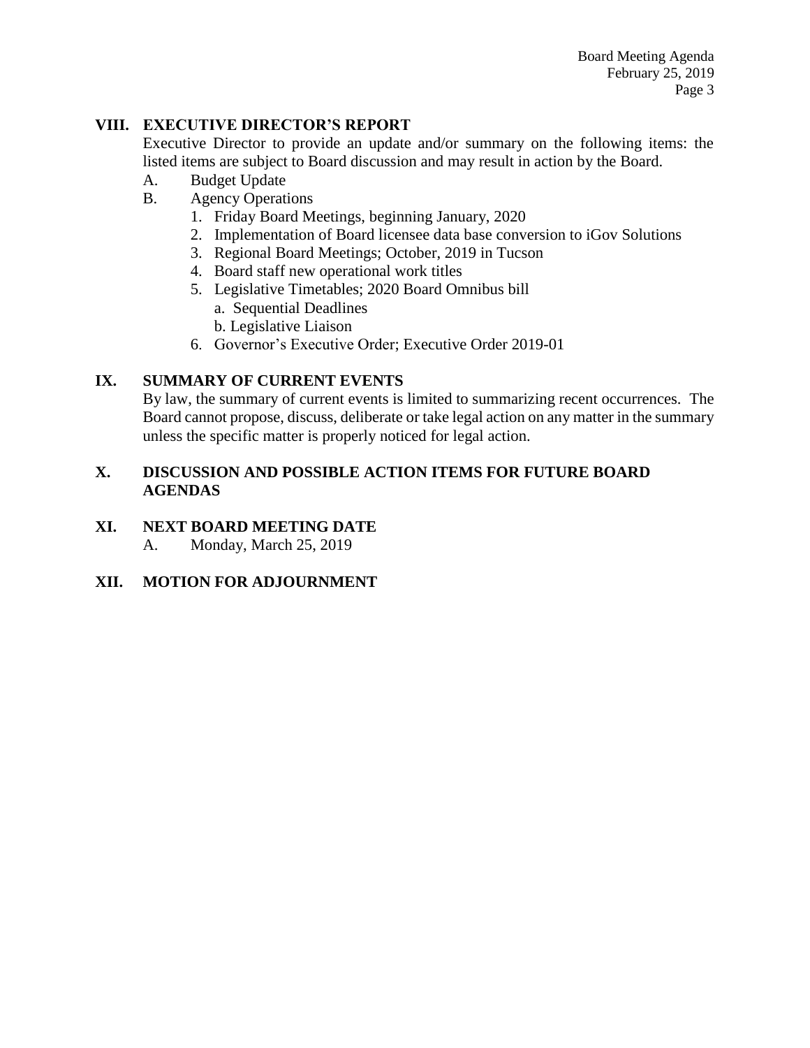## VIII. EXECUTIVE DIRECTOR'S REPORT

Executive Director to provide an update and/or summary on the following items: the listed items are subject to Board discussion and may result in action by the Board.

A. Budget Update

B. Agency Operations

1. Friday Board Meetings, beginning January, 2020
2. Implementation of Board licensee data base conversion to iGov Solutions
3. Regional Board Meetings; October, 2019 in Tucson
4. Board staff new operational work titles
5. Legislative Timetables; 2020 Board Omnibus bill
   a. Sequential Deadlines
   b. Legislative Liaison
6. Governor's Executive Order; Executive Order 2019-01

## IX. SUMMARY OF CURRENT EVENTS

By law, the summary of current events is limited to summarizing recent occurrences. The Board cannot propose, discuss, deliberate or take legal action on any matter in the summary unless the specific matter is properly noticed for legal action.

## X. DISCUSSION AND POSSIBLE ACTION ITEMS FOR FUTURE BOARD AGENDAS

## XI. NEXT BOARD MEETING DATE

A. Monday, March 25, 2019

## XII. MOTION FOR ADJOURNMENT